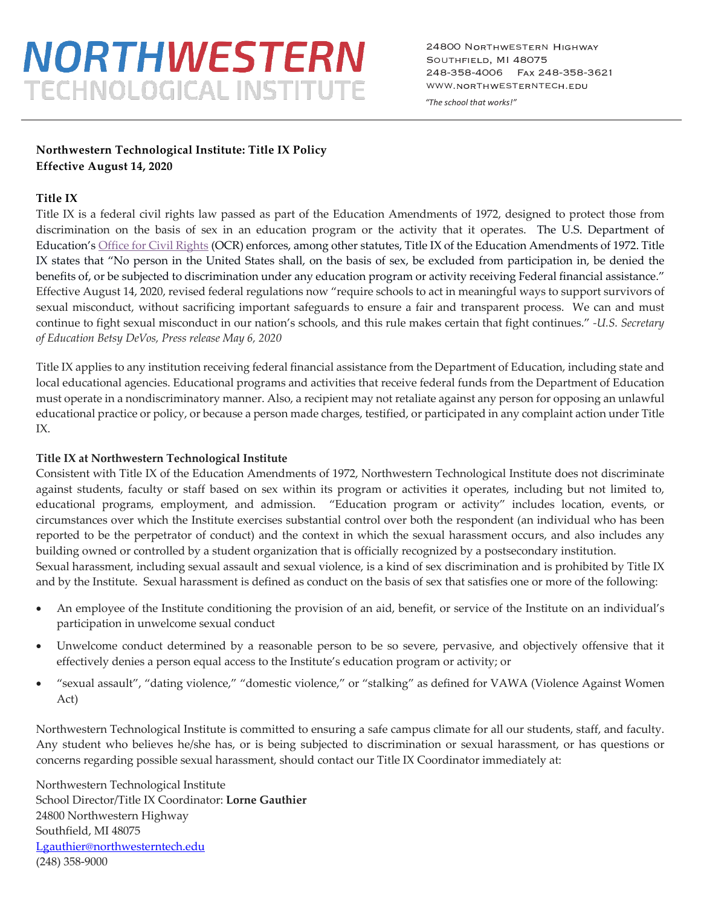# NORTHWESTERN TECHNOLOGICAL INSTITUTE

24800 Northwestern Highway
Southfield, MI 48075
248-358-4006 Fax 248-358-3621
www.northwesterntech.edu

*"The school that works!"*

**Northwestern Technological Institute: Title IX Policy**
**Effective August 14, 2020**

## Title IX

Title IX is a federal civil rights law passed as part of the Education Amendments of 1972, designed to protect those from discrimination on the basis of sex in an education program or the activity that it operates. The U.S. Department of Education's Office for Civil Rights (OCR) enforces, among other statutes, Title IX of the Education Amendments of 1972. Title IX states that "No person in the United States shall, on the basis of sex, be excluded from participation in, be denied the benefits of, or be subjected to discrimination under any education program or activity receiving Federal financial assistance." Effective August 14, 2020, revised federal regulations now "require schools to act in meaningful ways to support survivors of sexual misconduct, without sacrificing important safeguards to ensure a fair and transparent process. We can and must continue to fight sexual misconduct in our nation's schools, and this rule makes certain that fight continues." *-U.S. Secretary of Education Betsy DeVos, Press release May 6, 2020*

Title IX applies to any institution receiving federal financial assistance from the Department of Education, including state and local educational agencies. Educational programs and activities that receive federal funds from the Department of Education must operate in a nondiscriminatory manner. Also, a recipient may not retaliate against any person for opposing an unlawful educational practice or policy, or because a person made charges, testified, or participated in any complaint action under Title IX.

## Title IX at Northwestern Technological Institute

Consistent with Title IX of the Education Amendments of 1972, Northwestern Technological Institute does not discriminate against students, faculty or staff based on sex within its program or activities it operates, including but not limited to, educational programs, employment, and admission. "Education program or activity" includes location, events, or circumstances over which the Institute exercises substantial control over both the respondent (an individual who has been reported to be the perpetrator of conduct) and the context in which the sexual harassment occurs, and also includes any building owned or controlled by a student organization that is officially recognized by a postsecondary institution.
Sexual harassment, including sexual assault and sexual violence, is a kind of sex discrimination and is prohibited by Title IX and by the Institute. Sexual harassment is defined as conduct on the basis of sex that satisfies one or more of the following:

- An employee of the Institute conditioning the provision of an aid, benefit, or service of the Institute on an individual's participation in unwelcome sexual conduct
- Unwelcome conduct determined by a reasonable person to be so severe, pervasive, and objectively offensive that it effectively denies a person equal access to the Institute's education program or activity; or
- "sexual assault", "dating violence," "domestic violence," or "stalking" as defined for VAWA (Violence Against Women Act)

Northwestern Technological Institute is committed to ensuring a safe campus climate for all our students, staff, and faculty. Any student who believes he/she has, or is being subjected to discrimination or sexual harassment, or has questions or concerns regarding possible sexual harassment, should contact our Title IX Coordinator immediately at:

Northwestern Technological Institute
School Director/Title IX Coordinator: **Lorne Gauthier**
24800 Northwestern Highway
Southfield, MI 48075
Lgauthier@northwesterntech.edu
(248) 358-9000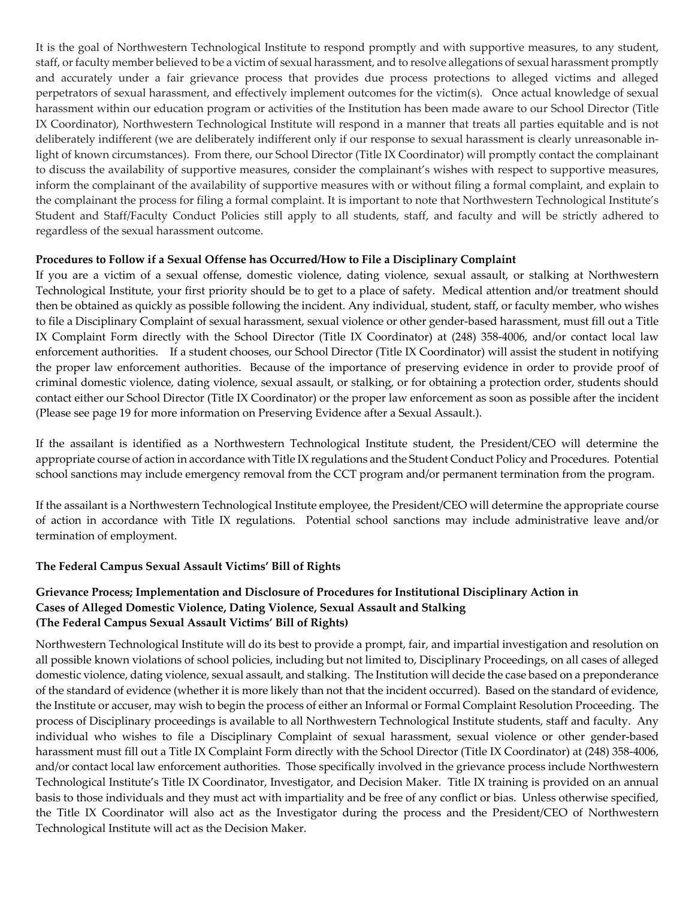It is the goal of Northwestern Technological Institute to respond promptly and with supportive measures, to any student, staff, or faculty member believed to be a victim of sexual harassment, and to resolve allegations of sexual harassment promptly and accurately under a fair grievance process that provides due process protections to alleged victims and alleged perpetrators of sexual harassment, and effectively implement outcomes for the victim(s). Once actual knowledge of sexual harassment within our education program or activities of the Institution has been made aware to our School Director (Title IX Coordinator), Northwestern Technological Institute will respond in a manner that treats all parties equitable and is not deliberately indifferent (we are deliberately indifferent only if our response to sexual harassment is clearly unreasonable in-light of known circumstances). From there, our School Director (Title IX Coordinator) will promptly contact the complainant to discuss the availability of supportive measures, consider the complainant's wishes with respect to supportive measures, inform the complainant of the availability of supportive measures with or without filing a formal complaint, and explain to the complainant the process for filing a formal complaint. It is important to note that Northwestern Technological Institute's Student and Staff/Faculty Conduct Policies still apply to all students, staff, and faculty and will be strictly adhered to regardless of the sexual harassment outcome.

**Procedures to Follow if a Sexual Offense has Occurred/How to File a Disciplinary Complaint**

If you are a victim of a sexual offense, domestic violence, dating violence, sexual assault, or stalking at Northwestern Technological Institute, your first priority should be to get to a place of safety. Medical attention and/or treatment should then be obtained as quickly as possible following the incident. Any individual, student, staff, or faculty member, who wishes to file a Disciplinary Complaint of sexual harassment, sexual violence or other gender-based harassment, must fill out a Title IX Complaint Form directly with the School Director (Title IX Coordinator) at (248) 358-4006, and/or contact local law enforcement authorities. If a student chooses, our School Director (Title IX Coordinator) will assist the student in notifying the proper law enforcement authorities. Because of the importance of preserving evidence in order to provide proof of criminal domestic violence, dating violence, sexual assault, or stalking, or for obtaining a protection order, students should contact either our School Director (Title IX Coordinator) or the proper law enforcement as soon as possible after the incident (Please see page 19 for more information on Preserving Evidence after a Sexual Assault.).

If the assailant is identified as a Northwestern Technological Institute student, the President/CEO will determine the appropriate course of action in accordance with Title IX regulations and the Student Conduct Policy and Procedures. Potential school sanctions may include emergency removal from the CCT program and/or permanent termination from the program.

If the assailant is a Northwestern Technological Institute employee, the President/CEO will determine the appropriate course of action in accordance with Title IX regulations. Potential school sanctions may include administrative leave and/or termination of employment.

**The Federal Campus Sexual Assault Victims' Bill of Rights**

**Grievance Process; Implementation and Disclosure of Procedures for Institutional Disciplinary Action in Cases of Alleged Domestic Violence, Dating Violence, Sexual Assault and Stalking (The Federal Campus Sexual Assault Victims' Bill of Rights)**

Northwestern Technological Institute will do its best to provide a prompt, fair, and impartial investigation and resolution on all possible known violations of school policies, including but not limited to, Disciplinary Proceedings, on all cases of alleged domestic violence, dating violence, sexual assault, and stalking. The Institution will decide the case based on a preponderance of the standard of evidence (whether it is more likely than not that the incident occurred). Based on the standard of evidence, the Institute or accuser, may wish to begin the process of either an Informal or Formal Complaint Resolution Proceeding. The process of Disciplinary proceedings is available to all Northwestern Technological Institute students, staff and faculty. Any individual who wishes to file a Disciplinary Complaint of sexual harassment, sexual violence or other gender-based harassment must fill out a Title IX Complaint Form directly with the School Director (Title IX Coordinator) at (248) 358-4006, and/or contact local law enforcement authorities. Those specifically involved in the grievance process include Northwestern Technological Institute's Title IX Coordinator, Investigator, and Decision Maker. Title IX training is provided on an annual basis to those individuals and they must act with impartiality and be free of any conflict or bias. Unless otherwise specified, the Title IX Coordinator will also act as the Investigator during the process and the President/CEO of Northwestern Technological Institute will act as the Decision Maker.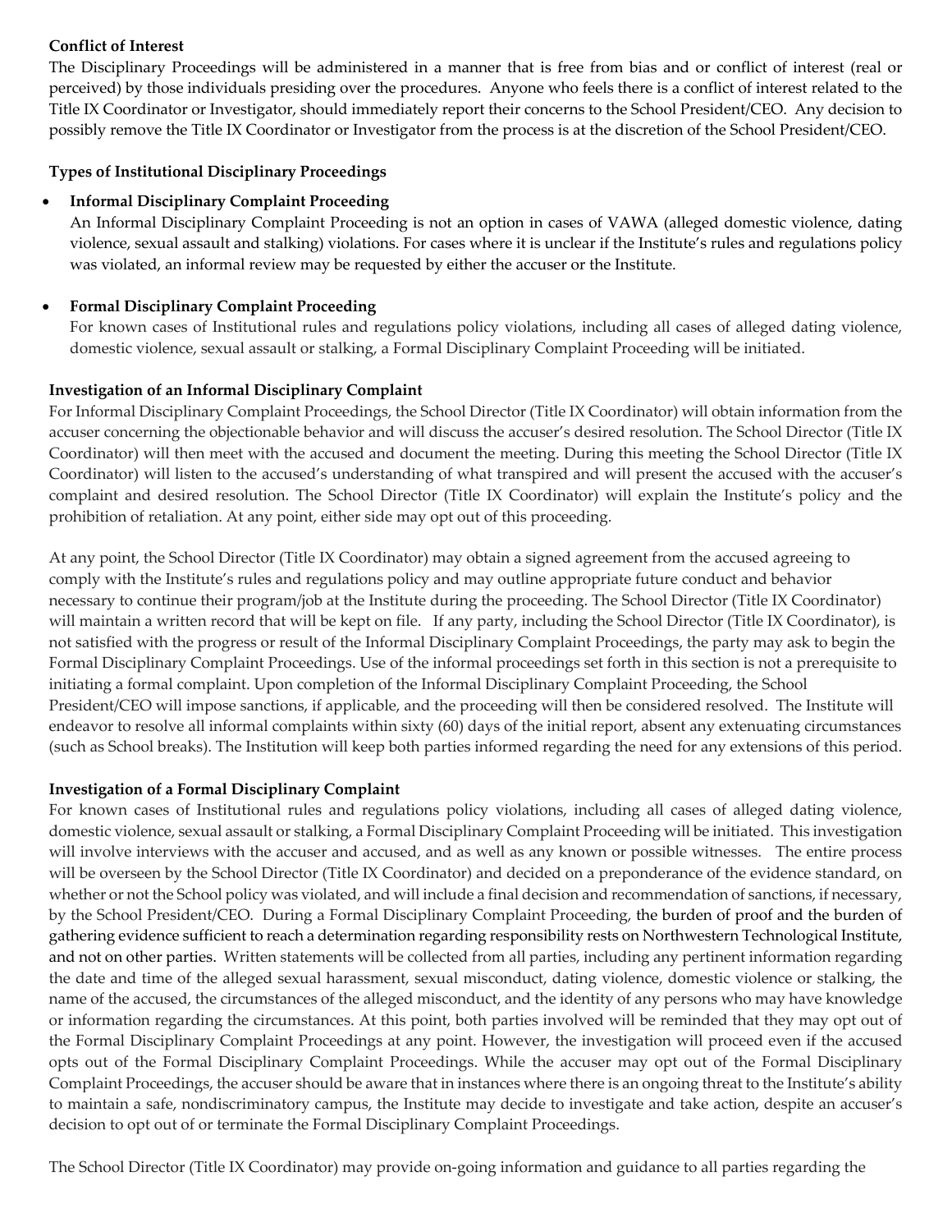**Conflict of Interest**

The Disciplinary Proceedings will be administered in a manner that is free from bias and or conflict of interest (real or perceived) by those individuals presiding over the procedures. Anyone who feels there is a conflict of interest related to the Title IX Coordinator or Investigator, should immediately report their concerns to the School President/CEO. Any decision to possibly remove the Title IX Coordinator or Investigator from the process is at the discretion of the School President/CEO.

**Types of Institutional Disciplinary Proceedings**

- **Informal Disciplinary Complaint Proceeding**
  An Informal Disciplinary Complaint Proceeding is not an option in cases of VAWA (alleged domestic violence, dating violence, sexual assault and stalking) violations. For cases where it is unclear if the Institute's rules and regulations policy was violated, an informal review may be requested by either the accuser or the Institute.

- **Formal Disciplinary Complaint Proceeding**
  For known cases of Institutional rules and regulations policy violations, including all cases of alleged dating violence, domestic violence, sexual assault or stalking, a Formal Disciplinary Complaint Proceeding will be initiated.

**Investigation of an Informal Disciplinary Complaint**

For Informal Disciplinary Complaint Proceedings, the School Director (Title IX Coordinator) will obtain information from the accuser concerning the objectionable behavior and will discuss the accuser's desired resolution. The School Director (Title IX Coordinator) will then meet with the accused and document the meeting. During this meeting the School Director (Title IX Coordinator) will listen to the accused's understanding of what transpired and will present the accused with the accuser's complaint and desired resolution. The School Director (Title IX Coordinator) will explain the Institute's policy and the prohibition of retaliation. At any point, either side may opt out of this proceeding.

At any point, the School Director (Title IX Coordinator) may obtain a signed agreement from the accused agreeing to comply with the Institute's rules and regulations policy and may outline appropriate future conduct and behavior necessary to continue their program/job at the Institute during the proceeding. The School Director (Title IX Coordinator) will maintain a written record that will be kept on file. If any party, including the School Director (Title IX Coordinator), is not satisfied with the progress or result of the Informal Disciplinary Complaint Proceedings, the party may ask to begin the Formal Disciplinary Complaint Proceedings. Use of the informal proceedings set forth in this section is not a prerequisite to initiating a formal complaint. Upon completion of the Informal Disciplinary Complaint Proceeding, the School President/CEO will impose sanctions, if applicable, and the proceeding will then be considered resolved. The Institute will endeavor to resolve all informal complaints within sixty (60) days of the initial report, absent any extenuating circumstances (such as School breaks). The Institution will keep both parties informed regarding the need for any extensions of this period.

**Investigation of a Formal Disciplinary Complaint**

For known cases of Institutional rules and regulations policy violations, including all cases of alleged dating violence, domestic violence, sexual assault or stalking, a Formal Disciplinary Complaint Proceeding will be initiated. This investigation will involve interviews with the accuser and accused, and as well as any known or possible witnesses. The entire process will be overseen by the School Director (Title IX Coordinator) and decided on a preponderance of the evidence standard, on whether or not the School policy was violated, and will include a final decision and recommendation of sanctions, if necessary, by the School President/CEO. During a Formal Disciplinary Complaint Proceeding, the burden of proof and the burden of gathering evidence sufficient to reach a determination regarding responsibility rests on Northwestern Technological Institute, and not on other parties. Written statements will be collected from all parties, including any pertinent information regarding the date and time of the alleged sexual harassment, sexual misconduct, dating violence, domestic violence or stalking, the name of the accused, the circumstances of the alleged misconduct, and the identity of any persons who may have knowledge or information regarding the circumstances. At this point, both parties involved will be reminded that they may opt out of the Formal Disciplinary Complaint Proceedings at any point. However, the investigation will proceed even if the accused opts out of the Formal Disciplinary Complaint Proceedings. While the accuser may opt out of the Formal Disciplinary Complaint Proceedings, the accuser should be aware that in instances where there is an ongoing threat to the Institute's ability to maintain a safe, nondiscriminatory campus, the Institute may decide to investigate and take action, despite an accuser's decision to opt out of or terminate the Formal Disciplinary Complaint Proceedings.

The School Director (Title IX Coordinator) may provide on-going information and guidance to all parties regarding the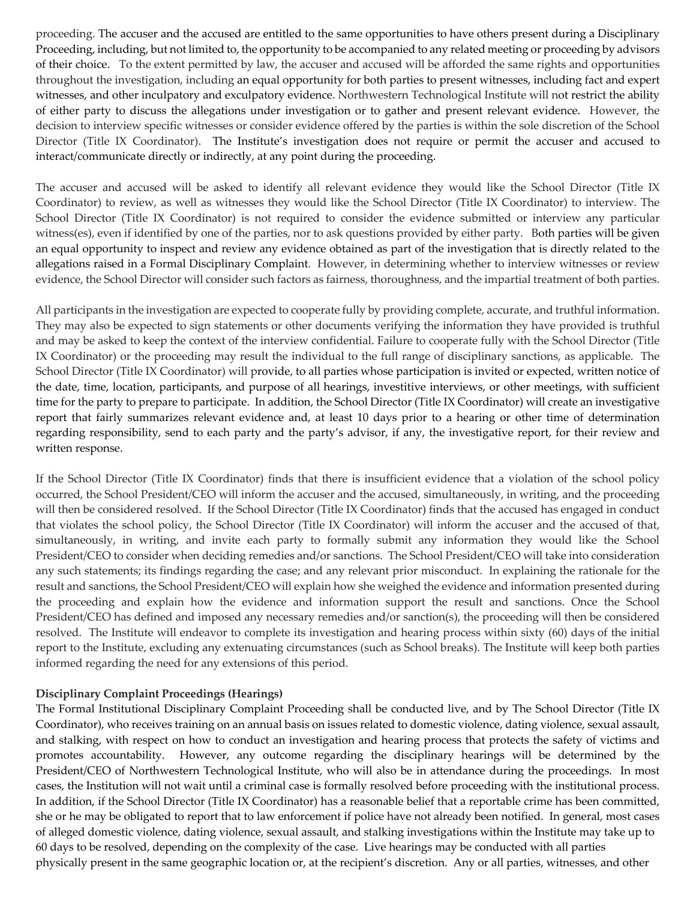proceeding. The accuser and the accused are entitled to the same opportunities to have others present during a Disciplinary Proceeding, including, but not limited to, the opportunity to be accompanied to any related meeting or proceeding by advisors of their choice. To the extent permitted by law, the accuser and accused will be afforded the same rights and opportunities throughout the investigation, including an equal opportunity for both parties to present witnesses, including fact and expert witnesses, and other inculpatory and exculpatory evidence. Northwestern Technological Institute will not restrict the ability of either party to discuss the allegations under investigation or to gather and present relevant evidence. However, the decision to interview specific witnesses or consider evidence offered by the parties is within the sole discretion of the School Director (Title IX Coordinator). The Institute's investigation does not require or permit the accuser and accused to interact/communicate directly or indirectly, at any point during the proceeding.

The accuser and accused will be asked to identify all relevant evidence they would like the School Director (Title IX Coordinator) to review, as well as witnesses they would like the School Director (Title IX Coordinator) to interview. The School Director (Title IX Coordinator) is not required to consider the evidence submitted or interview any particular witness(es), even if identified by one of the parties, nor to ask questions provided by either party. Both parties will be given an equal opportunity to inspect and review any evidence obtained as part of the investigation that is directly related to the allegations raised in a Formal Disciplinary Complaint. However, in determining whether to interview witnesses or review evidence, the School Director will consider such factors as fairness, thoroughness, and the impartial treatment of both parties.

All participants in the investigation are expected to cooperate fully by providing complete, accurate, and truthful information. They may also be expected to sign statements or other documents verifying the information they have provided is truthful and may be asked to keep the context of the interview confidential. Failure to cooperate fully with the School Director (Title IX Coordinator) or the proceeding may result the individual to the full range of disciplinary sanctions, as applicable. The School Director (Title IX Coordinator) will provide, to all parties whose participation is invited or expected, written notice of the date, time, location, participants, and purpose of all hearings, investitive interviews, or other meetings, with sufficient time for the party to prepare to participate. In addition, the School Director (Title IX Coordinator) will create an investigative report that fairly summarizes relevant evidence and, at least 10 days prior to a hearing or other time of determination regarding responsibility, send to each party and the party's advisor, if any, the investigative report, for their review and written response.

If the School Director (Title IX Coordinator) finds that there is insufficient evidence that a violation of the school policy occurred, the School President/CEO will inform the accuser and the accused, simultaneously, in writing, and the proceeding will then be considered resolved. If the School Director (Title IX Coordinator) finds that the accused has engaged in conduct that violates the school policy, the School Director (Title IX Coordinator) will inform the accuser and the accused of that, simultaneously, in writing, and invite each party to formally submit any information they would like the School President/CEO to consider when deciding remedies and/or sanctions. The School President/CEO will take into consideration any such statements; its findings regarding the case; and any relevant prior misconduct. In explaining the rationale for the result and sanctions, the School President/CEO will explain how she weighed the evidence and information presented during the proceeding and explain how the evidence and information support the result and sanctions. Once the School President/CEO has defined and imposed any necessary remedies and/or sanction(s), the proceeding will then be considered resolved. The Institute will endeavor to complete its investigation and hearing process within sixty (60) days of the initial report to the Institute, excluding any extenuating circumstances (such as School breaks). The Institute will keep both parties informed regarding the need for any extensions of this period.

**Disciplinary Complaint Proceedings (Hearings)**

The Formal Institutional Disciplinary Complaint Proceeding shall be conducted live, and by The School Director (Title IX Coordinator), who receives training on an annual basis on issues related to domestic violence, dating violence, sexual assault, and stalking, with respect on how to conduct an investigation and hearing process that protects the safety of victims and promotes accountability. However, any outcome regarding the disciplinary hearings will be determined by the President/CEO of Northwestern Technological Institute, who will also be in attendance during the proceedings. In most cases, the Institution will not wait until a criminal case is formally resolved before proceeding with the institutional process. In addition, if the School Director (Title IX Coordinator) has a reasonable belief that a reportable crime has been committed, she or he may be obligated to report that to law enforcement if police have not already been notified. In general, most cases of alleged domestic violence, dating violence, sexual assault, and stalking investigations within the Institute may take up to 60 days to be resolved, depending on the complexity of the case. Live hearings may be conducted with all parties physically present in the same geographic location or, at the recipient's discretion. Any or all parties, witnesses, and other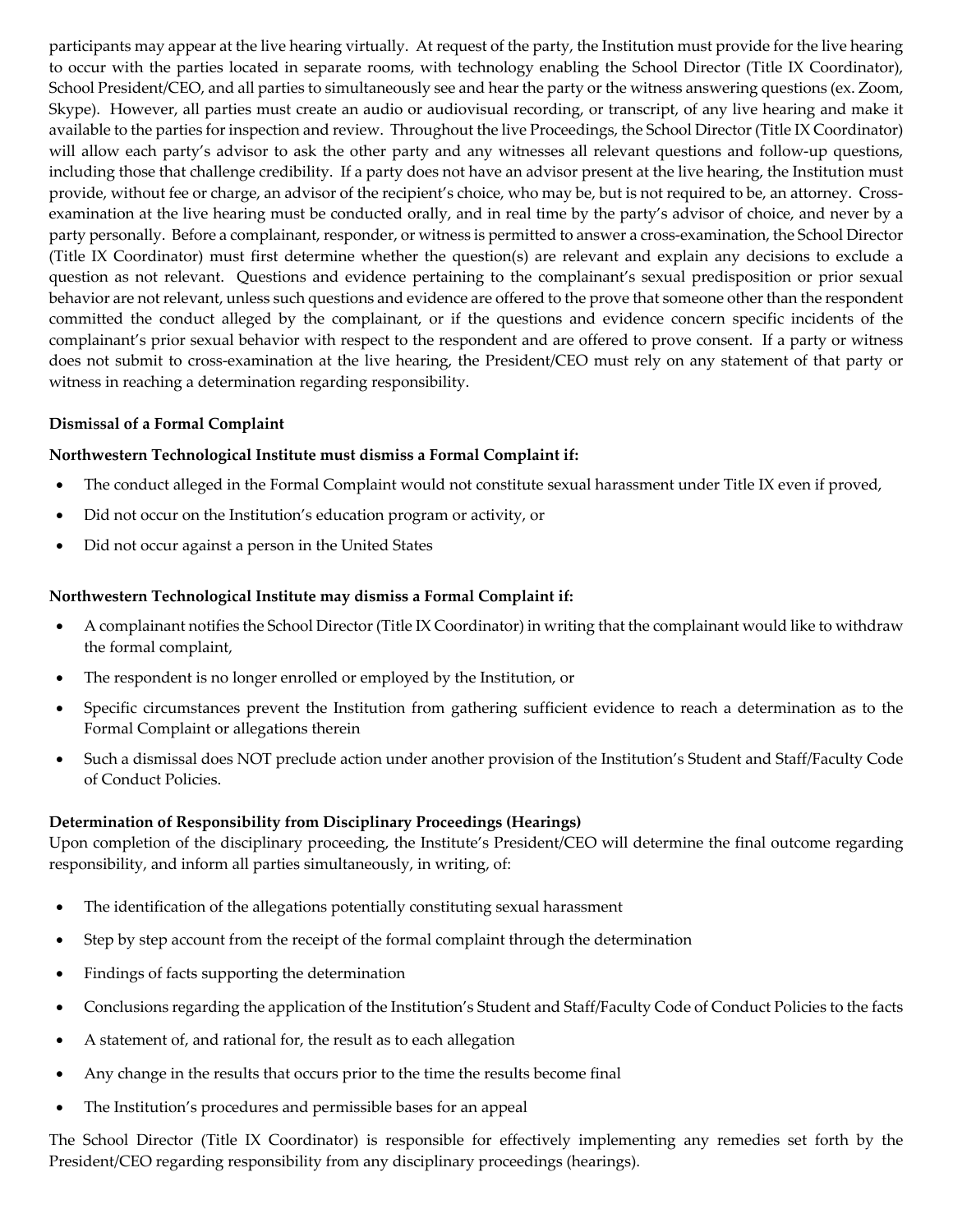participants may appear at the live hearing virtually. At request of the party, the Institution must provide for the live hearing to occur with the parties located in separate rooms, with technology enabling the School Director (Title IX Coordinator), School President/CEO, and all parties to simultaneously see and hear the party or the witness answering questions (ex. Zoom, Skype). However, all parties must create an audio or audiovisual recording, or transcript, of any live hearing and make it available to the parties for inspection and review. Throughout the live Proceedings, the School Director (Title IX Coordinator) will allow each party's advisor to ask the other party and any witnesses all relevant questions and follow-up questions, including those that challenge credibility. If a party does not have an advisor present at the live hearing, the Institution must provide, without fee or charge, an advisor of the recipient's choice, who may be, but is not required to be, an attorney. Cross-examination at the live hearing must be conducted orally, and in real time by the party's advisor of choice, and never by a party personally. Before a complainant, responder, or witness is permitted to answer a cross-examination, the School Director (Title IX Coordinator) must first determine whether the question(s) are relevant and explain any decisions to exclude a question as not relevant. Questions and evidence pertaining to the complainant's sexual predisposition or prior sexual behavior are not relevant, unless such questions and evidence are offered to the prove that someone other than the respondent committed the conduct alleged by the complainant, or if the questions and evidence concern specific incidents of the complainant's prior sexual behavior with respect to the respondent and are offered to prove consent. If a party or witness does not submit to cross-examination at the live hearing, the President/CEO must rely on any statement of that party or witness in reaching a determination regarding responsibility.

**Dismissal of a Formal Complaint**

**Northwestern Technological Institute must dismiss a Formal Complaint if:**

- The conduct alleged in the Formal Complaint would not constitute sexual harassment under Title IX even if proved,
- Did not occur on the Institution's education program or activity, or
- Did not occur against a person in the United States

**Northwestern Technological Institute may dismiss a Formal Complaint if:**

- A complainant notifies the School Director (Title IX Coordinator) in writing that the complainant would like to withdraw the formal complaint,
- The respondent is no longer enrolled or employed by the Institution, or
- Specific circumstances prevent the Institution from gathering sufficient evidence to reach a determination as to the Formal Complaint or allegations therein
- Such a dismissal does NOT preclude action under another provision of the Institution's Student and Staff/Faculty Code of Conduct Policies.

**Determination of Responsibility from Disciplinary Proceedings (Hearings)**

Upon completion of the disciplinary proceeding, the Institute's President/CEO will determine the final outcome regarding responsibility, and inform all parties simultaneously, in writing, of:

- The identification of the allegations potentially constituting sexual harassment
- Step by step account from the receipt of the formal complaint through the determination
- Findings of facts supporting the determination
- Conclusions regarding the application of the Institution's Student and Staff/Faculty Code of Conduct Policies to the facts
- A statement of, and rational for, the result as to each allegation
- Any change in the results that occurs prior to the time the results become final
- The Institution's procedures and permissible bases for an appeal

The School Director (Title IX Coordinator) is responsible for effectively implementing any remedies set forth by the President/CEO regarding responsibility from any disciplinary proceedings (hearings).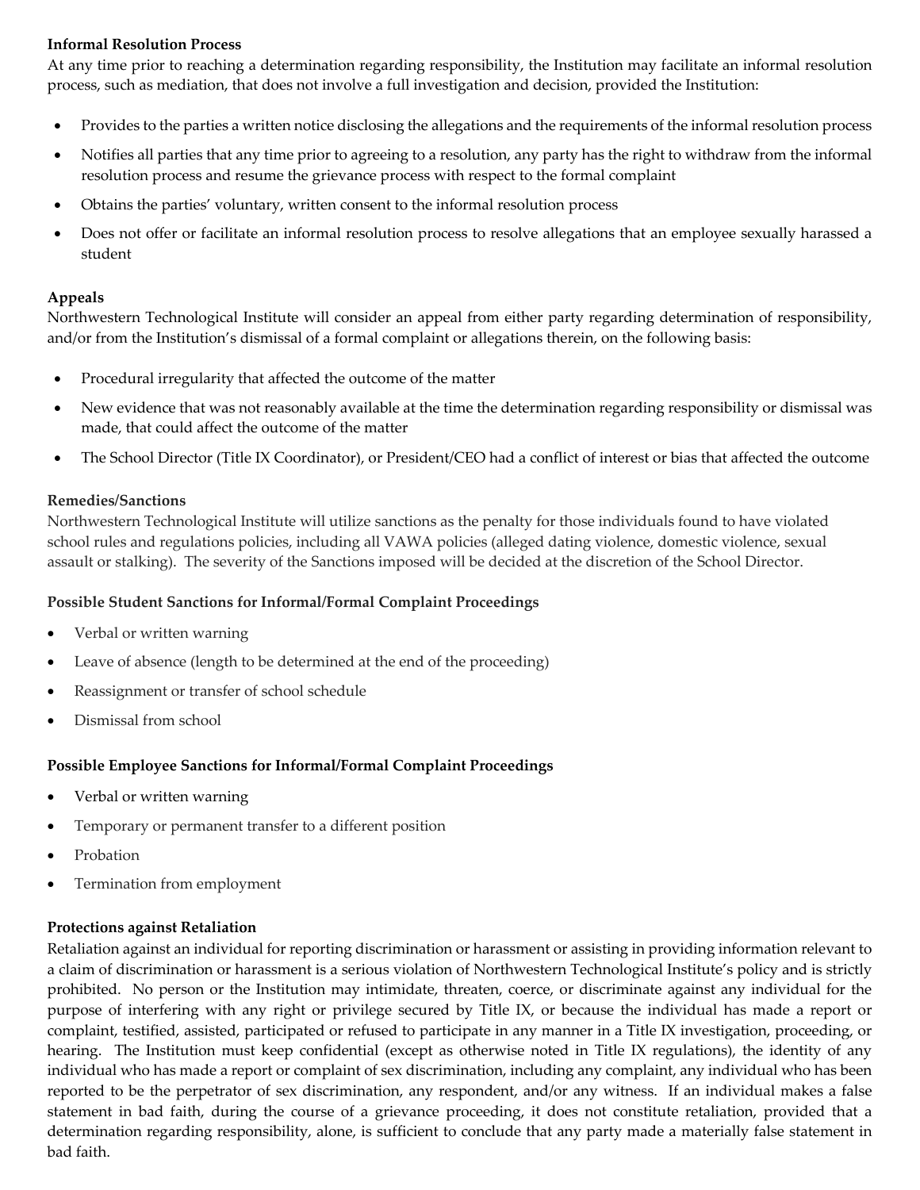**Informal Resolution Process**
At any time prior to reaching a determination regarding responsibility, the Institution may facilitate an informal resolution process, such as mediation, that does not involve a full investigation and decision, provided the Institution:

- Provides to the parties a written notice disclosing the allegations and the requirements of the informal resolution process
- Notifies all parties that any time prior to agreeing to a resolution, any party has the right to withdraw from the informal resolution process and resume the grievance process with respect to the formal complaint
- Obtains the parties' voluntary, written consent to the informal resolution process
- Does not offer or facilitate an informal resolution process to resolve allegations that an employee sexually harassed a student

**Appeals**
Northwestern Technological Institute will consider an appeal from either party regarding determination of responsibility, and/or from the Institution's dismissal of a formal complaint or allegations therein, on the following basis:

- Procedural irregularity that affected the outcome of the matter
- New evidence that was not reasonably available at the time the determination regarding responsibility or dismissal was made, that could affect the outcome of the matter
- The School Director (Title IX Coordinator), or President/CEO had a conflict of interest or bias that affected the outcome

**Remedies/Sanctions**
Northwestern Technological Institute will utilize sanctions as the penalty for those individuals found to have violated school rules and regulations policies, including all VAWA policies (alleged dating violence, domestic violence, sexual assault or stalking). The severity of the Sanctions imposed will be decided at the discretion of the School Director.

**Possible Student Sanctions for Informal/Formal Complaint Proceedings**

- Verbal or written warning
- Leave of absence (length to be determined at the end of the proceeding)
- Reassignment or transfer of school schedule
- Dismissal from school

**Possible Employee Sanctions for Informal/Formal Complaint Proceedings**

- Verbal or written warning
- Temporary or permanent transfer to a different position
- Probation
- Termination from employment

**Protections against Retaliation**
Retaliation against an individual for reporting discrimination or harassment or assisting in providing information relevant to a claim of discrimination or harassment is a serious violation of Northwestern Technological Institute's policy and is strictly prohibited. No person or the Institution may intimidate, threaten, coerce, or discriminate against any individual for the purpose of interfering with any right or privilege secured by Title IX, or because the individual has made a report or complaint, testified, assisted, participated or refused to participate in any manner in a Title IX investigation, proceeding, or hearing. The Institution must keep confidential (except as otherwise noted in Title IX regulations), the identity of any individual who has made a report or complaint of sex discrimination, including any complaint, any individual who has been reported to be the perpetrator of sex discrimination, any respondent, and/or any witness. If an individual makes a false statement in bad faith, during the course of a grievance proceeding, it does not constitute retaliation, provided that a determination regarding responsibility, alone, is sufficient to conclude that any party made a materially false statement in bad faith.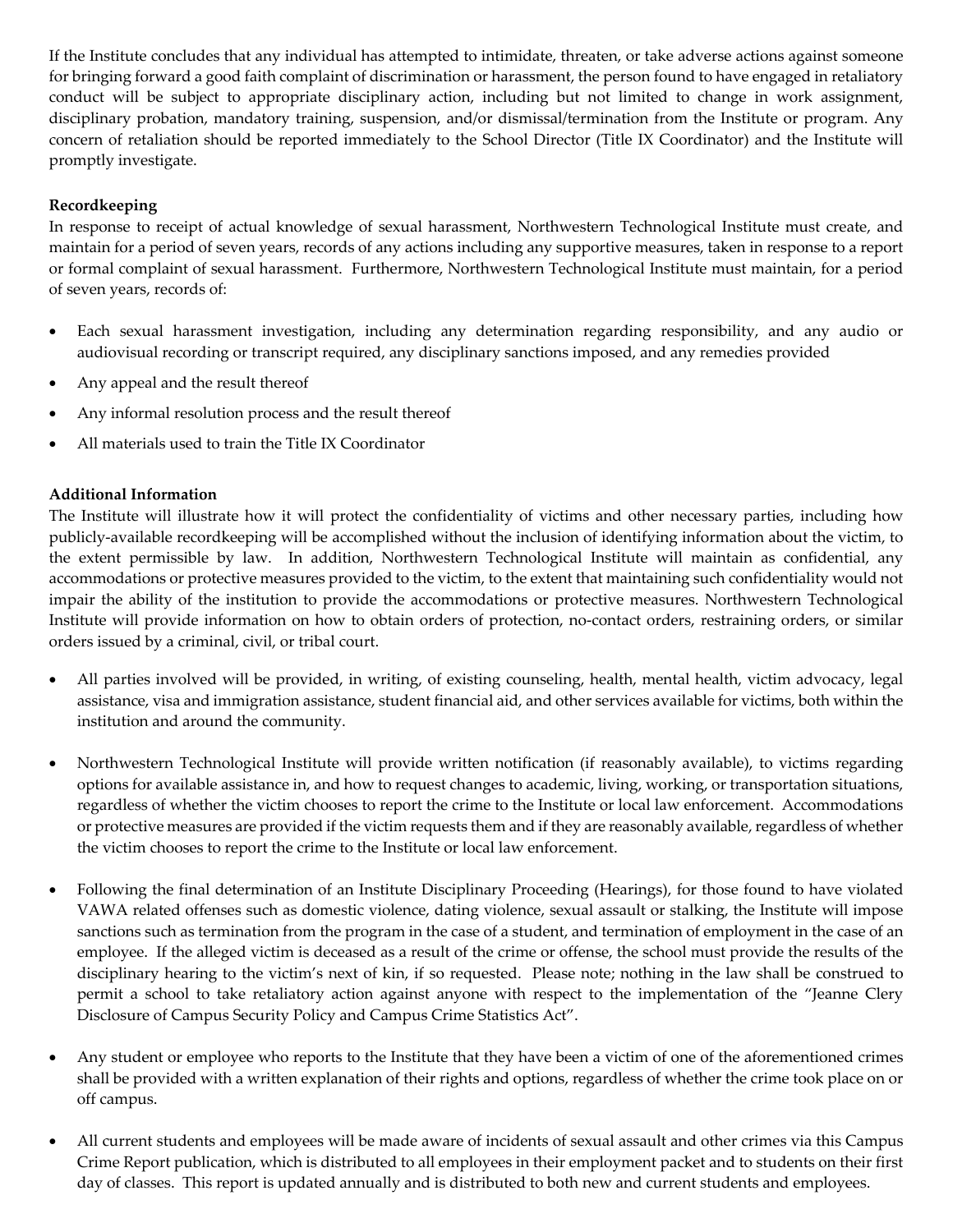If the Institute concludes that any individual has attempted to intimidate, threaten, or take adverse actions against someone for bringing forward a good faith complaint of discrimination or harassment, the person found to have engaged in retaliatory conduct will be subject to appropriate disciplinary action, including but not limited to change in work assignment, disciplinary probation, mandatory training, suspension, and/or dismissal/termination from the Institute or program. Any concern of retaliation should be reported immediately to the School Director (Title IX Coordinator) and the Institute will promptly investigate.

**Recordkeeping**

In response to receipt of actual knowledge of sexual harassment, Northwestern Technological Institute must create, and maintain for a period of seven years, records of any actions including any supportive measures, taken in response to a report or formal complaint of sexual harassment. Furthermore, Northwestern Technological Institute must maintain, for a period of seven years, records of:

- Each sexual harassment investigation, including any determination regarding responsibility, and any audio or audiovisual recording or transcript required, any disciplinary sanctions imposed, and any remedies provided
- Any appeal and the result thereof
- Any informal resolution process and the result thereof
- All materials used to train the Title IX Coordinator

**Additional Information**

The Institute will illustrate how it will protect the confidentiality of victims and other necessary parties, including how publicly-available recordkeeping will be accomplished without the inclusion of identifying information about the victim, to the extent permissible by law. In addition, Northwestern Technological Institute will maintain as confidential, any accommodations or protective measures provided to the victim, to the extent that maintaining such confidentiality would not impair the ability of the institution to provide the accommodations or protective measures. Northwestern Technological Institute will provide information on how to obtain orders of protection, no-contact orders, restraining orders, or similar orders issued by a criminal, civil, or tribal court.

- All parties involved will be provided, in writing, of existing counseling, health, mental health, victim advocacy, legal assistance, visa and immigration assistance, student financial aid, and other services available for victims, both within the institution and around the community.

- Northwestern Technological Institute will provide written notification (if reasonably available), to victims regarding options for available assistance in, and how to request changes to academic, living, working, or transportation situations, regardless of whether the victim chooses to report the crime to the Institute or local law enforcement. Accommodations or protective measures are provided if the victim requests them and if they are reasonably available, regardless of whether the victim chooses to report the crime to the Institute or local law enforcement.

- Following the final determination of an Institute Disciplinary Proceeding (Hearings), for those found to have violated VAWA related offenses such as domestic violence, dating violence, sexual assault or stalking, the Institute will impose sanctions such as termination from the program in the case of a student, and termination of employment in the case of an employee. If the alleged victim is deceased as a result of the crime or offense, the school must provide the results of the disciplinary hearing to the victim's next of kin, if so requested. Please note; nothing in the law shall be construed to permit a school to take retaliatory action against anyone with respect to the implementation of the "Jeanne Clery Disclosure of Campus Security Policy and Campus Crime Statistics Act".

- Any student or employee who reports to the Institute that they have been a victim of one of the aforementioned crimes shall be provided with a written explanation of their rights and options, regardless of whether the crime took place on or off campus.

- All current students and employees will be made aware of incidents of sexual assault and other crimes via this Campus Crime Report publication, which is distributed to all employees in their employment packet and to students on their first day of classes. This report is updated annually and is distributed to both new and current students and employees.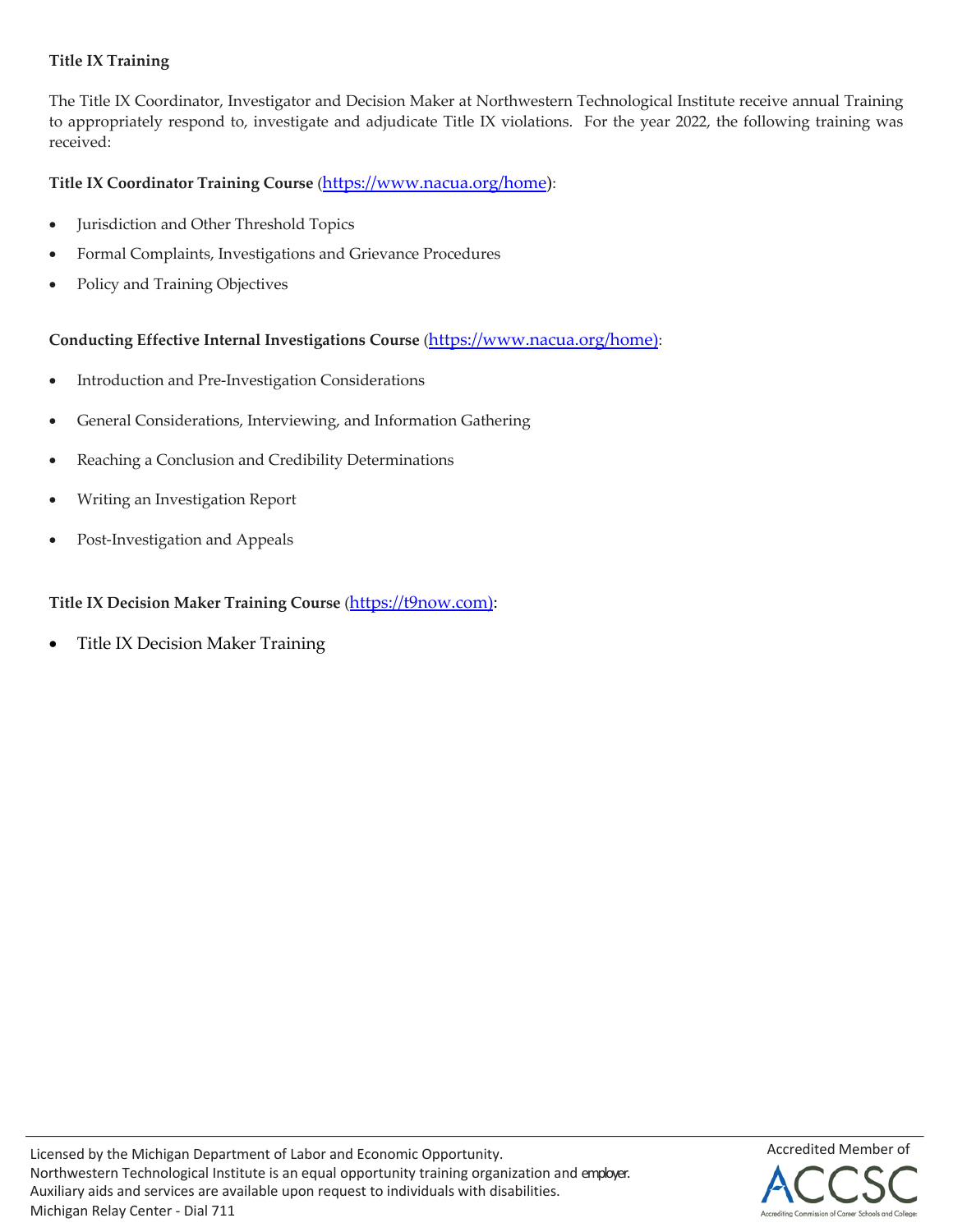**Title IX Training**

The Title IX Coordinator, Investigator and Decision Maker at Northwestern Technological Institute receive annual Training to appropriately respond to, investigate and adjudicate Title IX violations. For the year 2022, the following training was received:

**Title IX Coordinator Training Course** (https://www.nacua.org/home):

- Jurisdiction and Other Threshold Topics
- Formal Complaints, Investigations and Grievance Procedures
- Policy and Training Objectives

**Conducting Effective Internal Investigations Course** (https://www.nacua.org/home):

- Introduction and Pre-Investigation Considerations
- General Considerations, Interviewing, and Information Gathering
- Reaching a Conclusion and Credibility Determinations
- Writing an Investigation Report
- Post-Investigation and Appeals

**Title IX Decision Maker Training Course** (https://t9now.com):

- Title IX Decision Maker Training